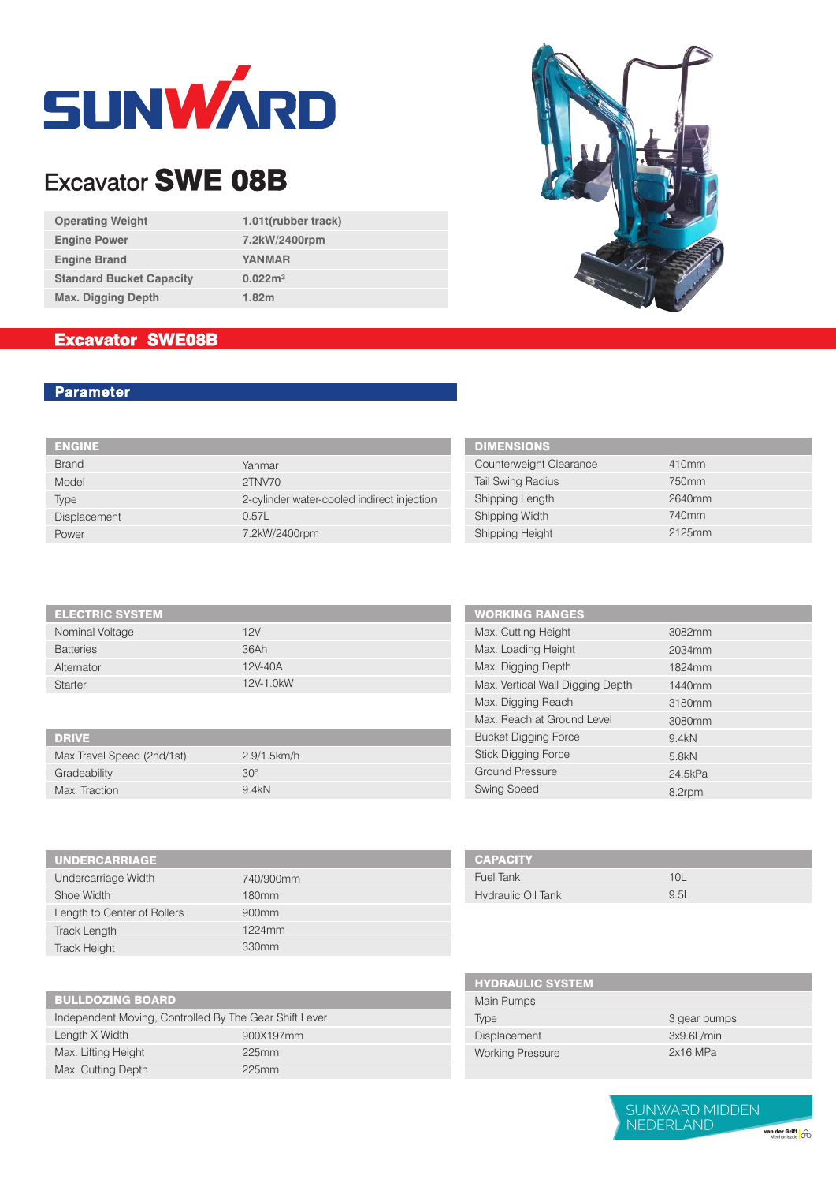# SUNWARD

## Excavator **SWE 08B**

| Operating Weight | 1.01t(rubber track) |
|---|---|
| Engine Power | 7.2kW/2400rpm |
| Engine Brand | YANMAR |
| Standard Bucket Capacity | 0.022m³ |
| Max. Digging Depth | 1.82m |

## Excavator SWE08B

### Parameter

| ENGINE | |
|---|---|
| Brand | Yanmar |
| Model | 2TNV70 |
| Type | 2-cylinder water-cooled indirect injection |
| Displacement | 0.57L |
| Power | 7.2kW/2400rpm |

| DIMENSIONS | |
|---|---|
| Counterweight Clearance | 410mm |
| Tail Swing Radius | 750mm |
| Shipping Length | 2640mm |
| Shipping Width | 740mm |
| Shipping Height | 2125mm |

| ELECTRIC SYSTEM | |
|---|---|
| Nominal Voltage | 12V |
| Batteries | 36Ah |
| Alternator | 12V-40A |
| Starter | 12V-1.0kW |

| DRIVE | |
|---|---|
| Max.Travel Speed (2nd/1st) | 2.9/1.5km/h |
| Gradeability | 30° |
| Max. Traction | 9.4kN |

| WORKING RANGES | |
|---|---|
| Max. Cutting Height | 3082mm |
| Max. Loading Height | 2034mm |
| Max. Digging Depth | 1824mm |
| Max. Vertical Wall Digging Depth | 1440mm |
| Max. Digging Reach | 3180mm |
| Max. Reach at Ground Level | 3080mm |
| Bucket Digging Force | 9.4kN |
| Stick Digging Force | 5.8kN |
| Ground Pressure | 24.5kPa |
| Swing Speed | 8.2rpm |

| UNDERCARRIAGE | |
|---|---|
| Undercarriage Width | 740/900mm |
| Shoe Width | 180mm |
| Length to Center of Rollers | 900mm |
| Track Length | 1224mm |
| Track Height | 330mm |

| CAPACITY | |
|---|---|
| Fuel Tank | 10L |
| Hydraulic Oil Tank | 9.5L |

| BULLDOZING BOARD | |
|---|---|
| Independent Moving, Controlled By The Gear Shift Lever | |
| Length X Width | 900X197mm |
| Max. Lifting Height | 225mm |
| Max. Cutting Depth | 225mm |

| HYDRAULIC SYSTEM | |
|---|---|
| Main Pumps | |
| Type | 3 gear pumps |
| Displacement | 3x9.6L/min |
| Working Pressure | 2x16 MPa |

SUNWARD MIDDEN NEDERLAND

van der Grift Mechanisatie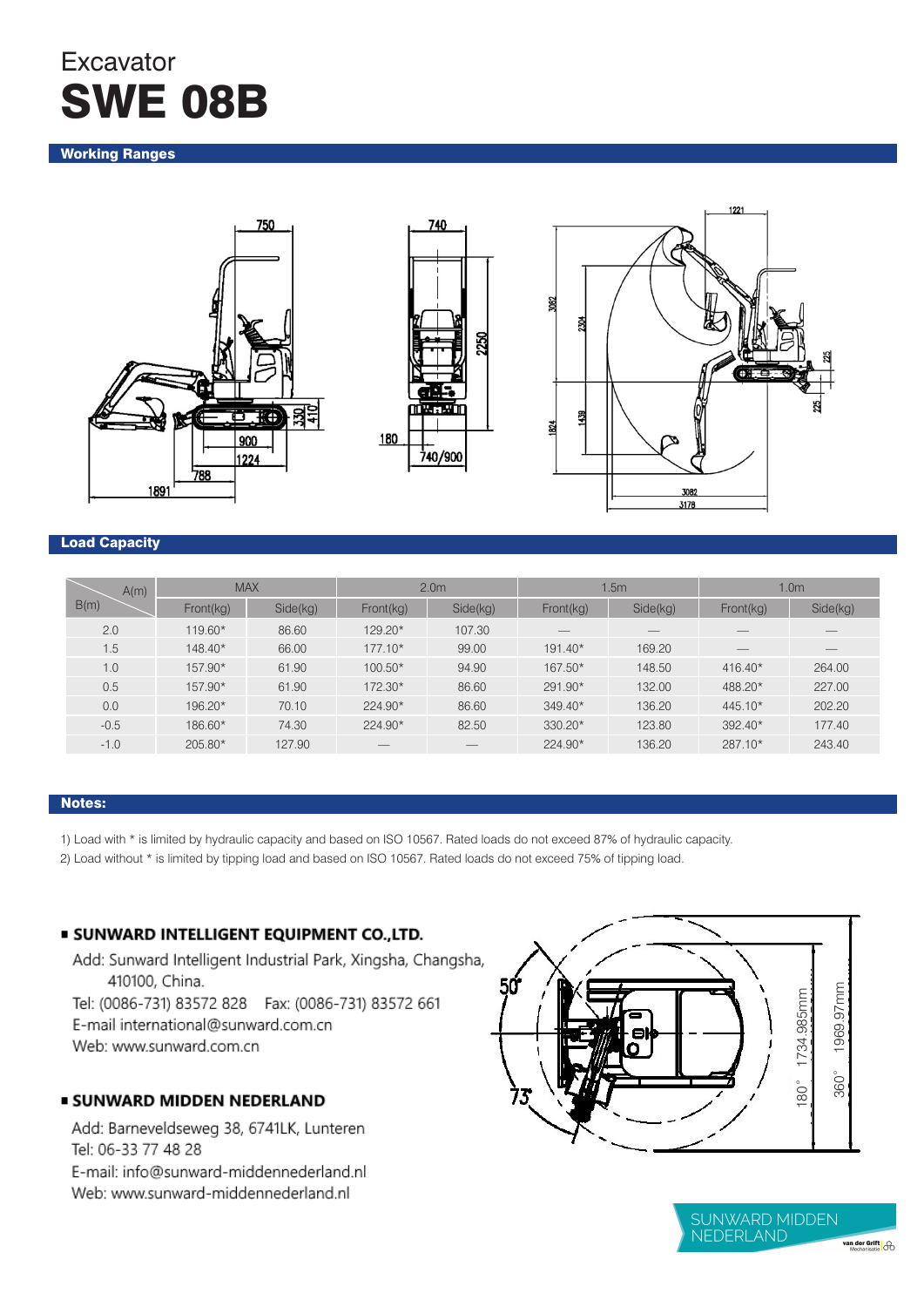Excavator

# SWE 08B

## Working Ranges

750
740
1221
2250
3082
2304
225
330
410
900
1224
788
1891
180
740/900
1824
1439
225
3082
3178

## Load Capacity

| A(m) / B(m) | MAX | | 2.0m | | 1.5m | | 1.0m | |
|---|---|---|---|---|---|---|---|---|
| | Front(kg) | Side(kg) | Front(kg) | Side(kg) | Front(kg) | Side(kg) | Front(kg) | Side(kg) |
| 2.0 | 119.60* | 86.60 | 129.20* | 107.30 | — | — | — | — |
| 1.5 | 148.40* | 66.00 | 177.10* | 99.00 | 191.40* | 169.20 | — | — |
| 1.0 | 157.90* | 61.90 | 100.50* | 94.90 | 167.50* | 148.50 | 416.40* | 264.00 |
| 0.5 | 157.90* | 61.90 | 172.30* | 86.60 | 291.90* | 132.00 | 488.20* | 227.00 |
| 0.0 | 196.20* | 70.10 | 224.90* | 86.60 | 349.40* | 136.20 | 445.10* | 202.20 |
| -0.5 | 186.60* | 74.30 | 224.90* | 82.50 | 330.20* | 123.80 | 392.40* | 177.40 |
| -1.0 | 205.80* | 127.90 | — | — | 224.90* | 136.20 | 287.10* | 243.40 |

## Notes:

1) Load with * is limited by hydraulic capacity and based on ISO 10567. Rated loads do not exceed 87% of hydraulic capacity.

2) Load without * is limited by tipping load and based on ISO 10567. Rated loads do not exceed 75% of tipping load.

**SUNWARD INTELLIGENT EQUIPMENT CO.,LTD.**

Add: Sunward Intelligent Industrial Park, Xingsha, Changsha, 410100, China.
Tel: (0086-731) 83572 828 Fax: (0086-731) 83572 661
E-mail international@sunward.com.cn
Web: www.sunward.com.cn

**SUNWARD MIDDEN NEDERLAND**

Add: Barneveldseweg 38, 6741LK, Lunteren
Tel: 06-33 77 48 28
E-mail: info@sunward-middennederland.nl
Web: www.sunward-middennederland.nl

50°
73°
180° 1734.985mm
360° 1969.97mm

SUNWARD MIDDEN NEDERLAND